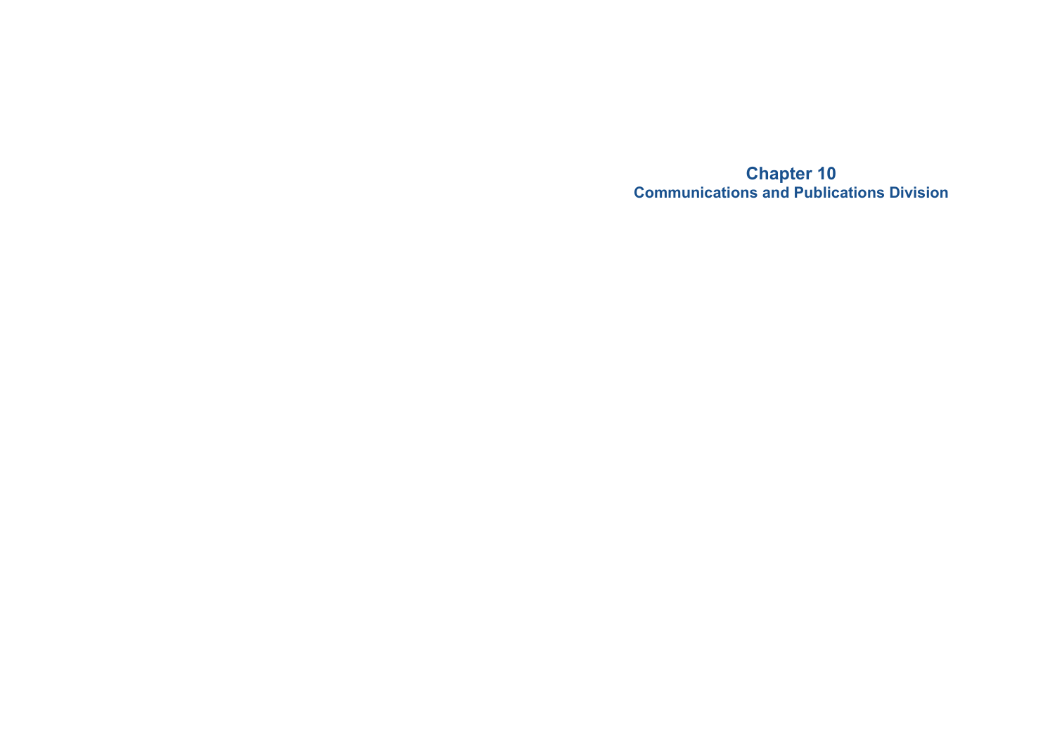# Chapter 10
## Communications and Publications Division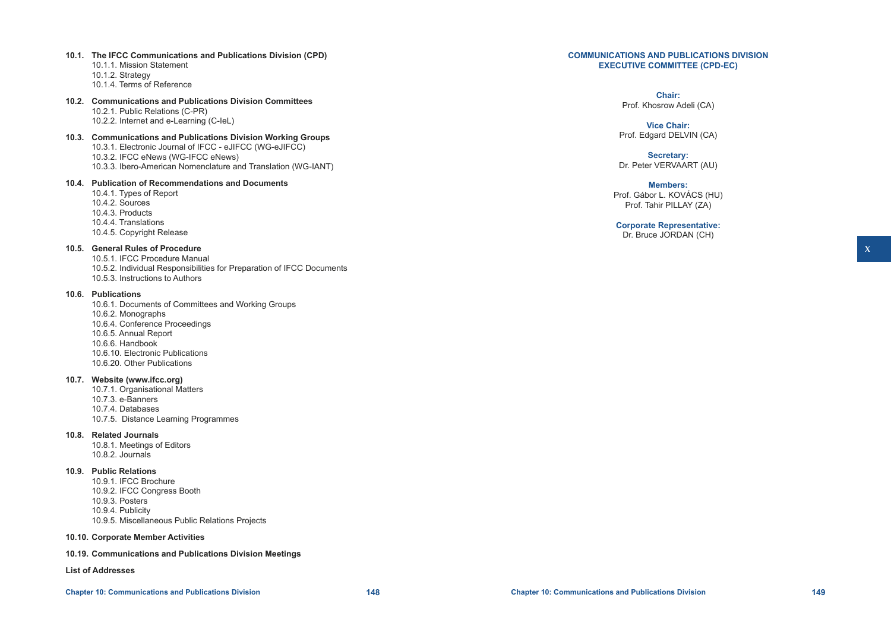**10.1. The IFCC Communications and Publications Division (CPD)**

- 10.1.1. Mission Statement
- 10.1.2. Strategy
- 10.1.4. Terms of Reference

**10.2. Communications and Publications Division Committees**

- 10.2.1. Public Relations (C-PR)
- 10.2.2. Internet and e-Learning (C-IeL)

**10.3. Communications and Publications Division Working Groups**

- 10.3.1. Electronic Journal of IFCC - eJIFCC (WG-eJIFCC)
- 10.3.2. IFCC eNews (WG-IFCC eNews)
- 10.3.3. Ibero-American Nomenclature and Translation (WG-IANT)

**10.4. Publication of Recommendations and Documents**

- 10.4.1. Types of Report
- 10.4.2. Sources
- 10.4.3. Products
- 10.4.4. Translations
- 10.4.5. Copyright Release

**10.5. General Rules of Procedure**

- 10.5.1. IFCC Procedure Manual
- 10.5.2. Individual Responsibilities for Preparation of IFCC Documents
- 10.5.3. Instructions to Authors

**10.6. Publications**

- 10.6.1. Documents of Committees and Working Groups
- 10.6.2. Monographs
- 10.6.4. Conference Proceedings
- 10.6.5. Annual Report
- 10.6.6. Handbook
- 10.6.10. Electronic Publications
- 10.6.20. Other Publications

**10.7. Website (www.ifcc.org)**

- 10.7.1. Organisational Matters
- 10.7.3. e-Banners
- 10.7.4. Databases
- 10.7.5. Distance Learning Programmes

**10.8. Related Journals**

- 10.8.1. Meetings of Editors
- 10.8.2. Journals

**10.9. Public Relations**

- 10.9.1. IFCC Brochure
- 10.9.2. IFCC Congress Booth
- 10.9.3. Posters
- 10.9.4. Publicity
- 10.9.5. Miscellaneous Public Relations Projects

**10.10. Corporate Member Activities**

**10.19. Communications and Publications Division Meetings**

**List of Addresses**

## COMMUNICATIONS AND PUBLICATIONS DIVISION EXECUTIVE COMMITTEE (CPD-EC)

**Chair:**
Prof. Khosrow Adeli (CA)

**Vice Chair:**
Prof. Edgard DELVIN (CA)

**Secretary:**
Dr. Peter VERVAART (AU)

**Members:**
Prof. Gábor L. KOVÁCS (HU)
Prof. Tahir PILLAY (ZA)

**Corporate Representative:**
Dr. Bruce JORDAN (CH)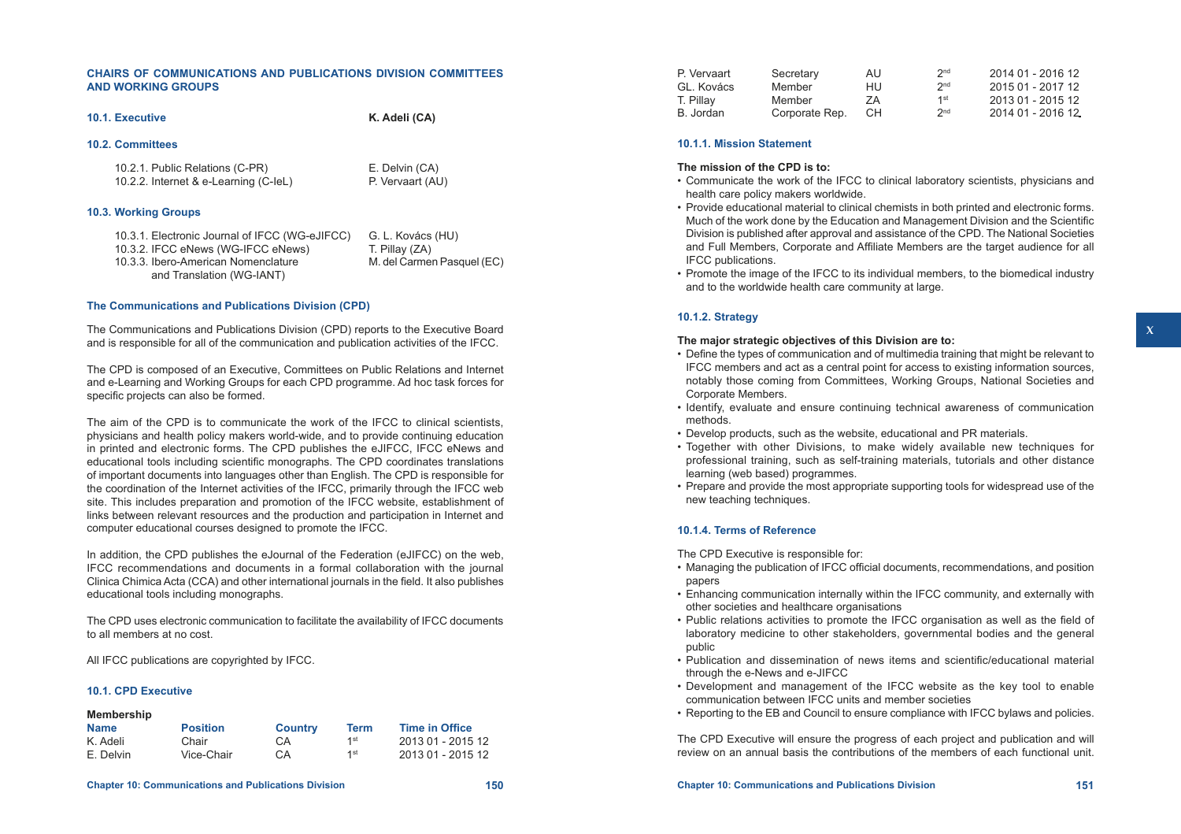## CHAIRS OF COMMUNICATIONS AND PUBLICATIONS DIVISION COMMITTEES AND WORKING GROUPS

**10.1. Executive** — **K. Adeli (CA)**

**10.2. Committees**

| | |
|---|---|
| 10.2.1. Public Relations (C-PR) | E. Delvin (CA) |
| 10.2.2. Internet & e-Learning (C-leL) | P. Vervaart (AU) |

**10.3. Working Groups**

| | |
|---|---|
| 10.3.1. Electronic Journal of IFCC (WG-eJIFCC) | G. L. Kovács (HU) |
| 10.3.2. IFCC eNews (WG-IFCC eNews) | T. Pillay (ZA) |
| 10.3.3. Ibero-American Nomenclature and Translation (WG-IANT) | M. del Carmen Pasquel (EC) |

### The Communications and Publications Division (CPD)

The Communications and Publications Division (CPD) reports to the Executive Board and is responsible for all of the communication and publication activities of the IFCC.

The CPD is composed of an Executive, Committees on Public Relations and Internet and e-Learning and Working Groups for each CPD programme. Ad hoc task forces for specific projects can also be formed.

The aim of the CPD is to communicate the work of the IFCC to clinical scientists, physicians and health policy makers world-wide, and to provide continuing education in printed and electronic forms. The CPD publishes the eJIFCC, IFCC eNews and educational tools including scientific monographs. The CPD coordinates translations of important documents into languages other than English. The CPD is responsible for the coordination of the Internet activities of the IFCC, primarily through the IFCC web site. This includes preparation and promotion of the IFCC website, establishment of links between relevant resources and the production and participation in Internet and computer educational courses designed to promote the IFCC.

In addition, the CPD publishes the eJournal of the Federation (eJIFCC) on the web, IFCC recommendations and documents in a formal collaboration with the journal Clinica Chimica Acta (CCA) and other international journals in the field. It also publishes educational tools including monographs.

The CPD uses electronic communication to facilitate the availability of IFCC documents to all members at no cost.

All IFCC publications are copyrighted by IFCC.

### 10.1. CPD Executive

**Membership**

| Name | Position | Country | Term | Time in Office |
|---|---|---|---|---|
| K. Adeli | Chair | CA | 1st | 2013 01 - 2015 12 |
| E. Delvin | Vice-Chair | CA | 1st | 2013 01 - 2015 12 |
| P. Vervaart | Secretary | AU | 2nd | 2014 01 - 2016 12 |
| GL. Kovács | Member | HU | 2nd | 2015 01 - 2017 12 |
| T. Pillay | Member | ZA | 1st | 2013 01 - 2015 12 |
| B. Jordan | Corporate Rep. | CH | 2nd | 2014 01 - 2016 12 |

#### 10.1.1. Mission Statement

**The mission of the CPD is to:**

- Communicate the work of the IFCC to clinical laboratory scientists, physicians and health care policy makers worldwide.
- Provide educational material to clinical chemists in both printed and electronic forms. Much of the work done by the Education and Management Division and the Scientific Division is published after approval and assistance of the CPD. The National Societies and Full Members, Corporate and Affiliate Members are the target audience for all IFCC publications.
- Promote the image of the IFCC to its individual members, to the biomedical industry and to the worldwide health care community at large.

#### 10.1.2. Strategy

**The major strategic objectives of this Division are to:**

- Define the types of communication and of multimedia training that might be relevant to IFCC members and act as a central point for access to existing information sources, notably those coming from Committees, Working Groups, National Societies and Corporate Members.
- Identify, evaluate and ensure continuing technical awareness of communication methods.
- Develop products, such as the website, educational and PR materials.
- Together with other Divisions, to make widely available new techniques for professional training, such as self-training materials, tutorials and other distance learning (web based) programmes.
- Prepare and provide the most appropriate supporting tools for widespread use of the new teaching techniques.

#### 10.1.4. Terms of Reference

The CPD Executive is responsible for:

- Managing the publication of IFCC official documents, recommendations, and position papers
- Enhancing communication internally within the IFCC community, and externally with other societies and healthcare organisations
- Public relations activities to promote the IFCC organisation as well as the field of laboratory medicine to other stakeholders, governmental bodies and the general public
- Publication and dissemination of news items and scientific/educational material through the e-News and e-JIFCC
- Development and management of the IFCC website as the key tool to enable communication between IFCC units and member societies
- Reporting to the EB and Council to ensure compliance with IFCC bylaws and policies.

The CPD Executive will ensure the progress of each project and publication and will review on an annual basis the contributions of the members of each functional unit.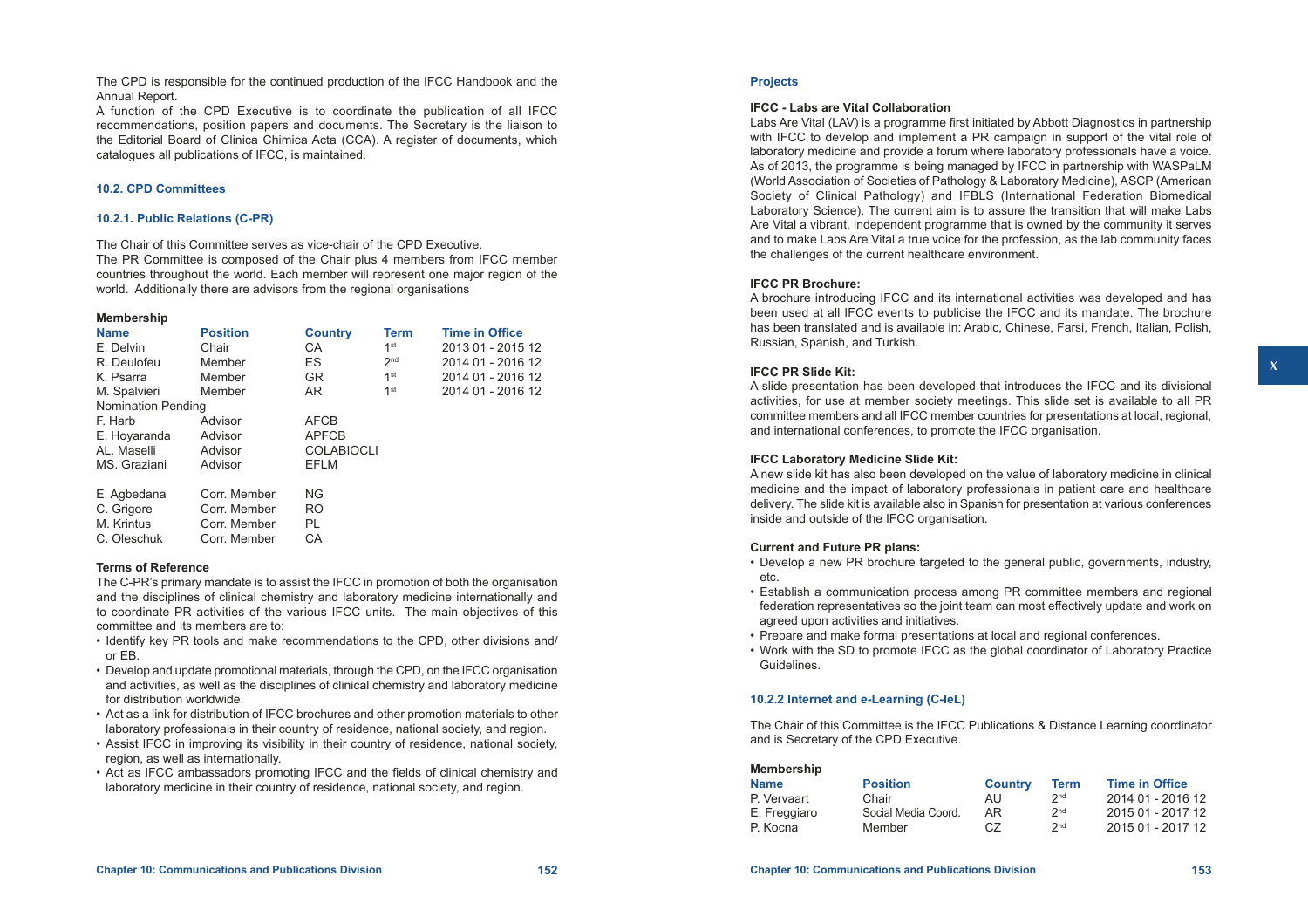The CPD is responsible for the continued production of the IFCC Handbook and the Annual Report.
A function of the CPD Executive is to coordinate the publication of all IFCC recommendations, position papers and documents. The Secretary is the liaison to the Editorial Board of Clinica Chimica Acta (CCA). A register of documents, which catalogues all publications of IFCC, is maintained.

### 10.2. CPD Committees

#### 10.2.1. Public Relations (C-PR)

The Chair of this Committee serves as vice-chair of the CPD Executive.
The PR Committee is composed of the Chair plus 4 members from IFCC member countries throughout the world. Each member will represent one major region of the world. Additionally there are advisors from the regional organisations

**Membership**

| Name | Position | Country | Term | Time in Office |
|---|---|---|---|---|
| E. Delvin | Chair | CA | 1st | 2013 01 - 2015 12 |
| R. Deulofeu | Member | ES | 2nd | 2014 01 - 2016 12 |
| K. Psarra | Member | GR | 1st | 2014 01 - 2016 12 |
| M. Spalvieri | Member | AR | 1st | 2014 01 - 2016 12 |
| Nomination Pending | | | | |
| F. Harb | Advisor | AFCB | | |
| E. Hoyaranda | Advisor | APFCB | | |
| AL. Maselli | Advisor | COLABIOCLI | | |
| MS. Graziani | Advisor | EFLM | | |
| E. Agbedana | Corr. Member | NG | | |
| C. Grigore | Corr. Member | RO | | |
| M. Krintus | Corr. Member | PL | | |
| C. Oleschuk | Corr. Member | CA | | |

**Terms of Reference**

The C-PR's primary mandate is to assist the IFCC in promotion of both the organisation and the disciplines of clinical chemistry and laboratory medicine internationally and to coordinate PR activities of the various IFCC units. The main objectives of this committee and its members are to:

- Identify key PR tools and make recommendations to the CPD, other divisions and/ or EB.
- Develop and update promotional materials, through the CPD, on the IFCC organisation and activities, as well as the disciplines of clinical chemistry and laboratory medicine for distribution worldwide.
- Act as a link for distribution of IFCC brochures and other promotion materials to other laboratory professionals in their country of residence, national society, and region.
- Assist IFCC in improving its visibility in their country of residence, national society, region, as well as internationally.
- Act as IFCC ambassadors promoting IFCC and the fields of clinical chemistry and laboratory medicine in their country of residence, national society, and region.

**Projects**

**IFCC - Labs are Vital Collaboration**

Labs Are Vital (LAV) is a programme first initiated by Abbott Diagnostics in partnership with IFCC to develop and implement a PR campaign in support of the vital role of laboratory medicine and provide a forum where laboratory professionals have a voice. As of 2013, the programme is being managed by IFCC in partnership with WASPaLM (World Association of Societies of Pathology & Laboratory Medicine), ASCP (American Society of Clinical Pathology) and IFBLS (International Federation Biomedical Laboratory Science). The current aim is to assure the transition that will make Labs Are Vital a vibrant, independent programme that is owned by the community it serves and to make Labs Are Vital a true voice for the profession, as the lab community faces the challenges of the current healthcare environment.

**IFCC PR Brochure:**

A brochure introducing IFCC and its international activities was developed and has been used at all IFCC events to publicise the IFCC and its mandate. The brochure has been translated and is available in: Arabic, Chinese, Farsi, French, Italian, Polish, Russian, Spanish, and Turkish.

**IFCC PR Slide Kit:**

A slide presentation has been developed that introduces the IFCC and its divisional activities, for use at member society meetings. This slide set is available to all PR committee members and all IFCC member countries for presentations at local, regional, and international conferences, to promote the IFCC organisation.

**IFCC Laboratory Medicine Slide Kit:**

A new slide kit has also been developed on the value of laboratory medicine in clinical medicine and the impact of laboratory professionals in patient care and healthcare delivery. The slide kit is available also in Spanish for presentation at various conferences inside and outside of the IFCC organisation.

**Current and Future PR plans:**

- Develop a new PR brochure targeted to the general public, governments, industry, etc.
- Establish a communication process among PR committee members and regional federation representatives so the joint team can most effectively update and work on agreed upon activities and initiatives.
- Prepare and make formal presentations at local and regional conferences.
- Work with the SD to promote IFCC as the global coordinator of Laboratory Practice Guidelines.

#### 10.2.2 Internet and e-Learning (C-IeL)

The Chair of this Committee is the IFCC Publications & Distance Learning coordinator and is Secretary of the CPD Executive.

**Membership**

| Name | Position | Country | Term | Time in Office |
|---|---|---|---|---|
| P. Vervaart | Chair | AU | 2nd | 2014 01 - 2016 12 |
| E. Freggiaro | Social Media Coord. | AR | 2nd | 2015 01 - 2017 12 |
| P. Kocna | Member | CZ | 2nd | 2015 01 - 2017 12 |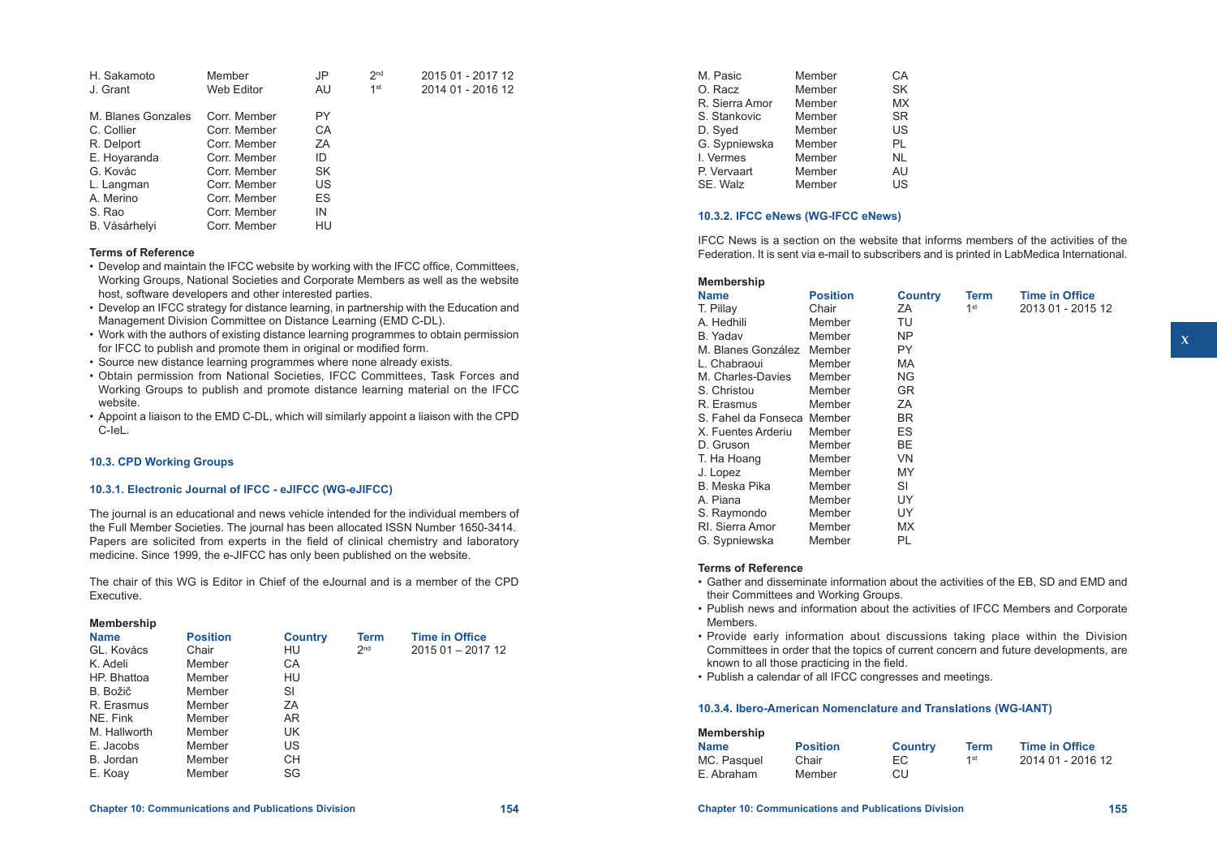| | | | | |
|---|---|---|---|---|
| H. Sakamoto | Member | JP | 2nd | 2015 01 - 2017 12 |
| J. Grant | Web Editor | AU | 1st | 2014 01 - 2016 12 |
| M. Blanes Gonzales | Corr. Member | PY | | |
| C. Collier | Corr. Member | CA | | |
| R. Delport | Corr. Member | ZA | | |
| E. Hoyaranda | Corr. Member | ID | | |
| G. Kovác | Corr. Member | SK | | |
| L. Langman | Corr. Member | US | | |
| A. Merino | Corr. Member | ES | | |
| S. Rao | Corr. Member | IN | | |
| B. Vásárhelyi | Corr. Member | HU | | |

**Terms of Reference**

- Develop and maintain the IFCC website by working with the IFCC office, Committees, Working Groups, National Societies and Corporate Members as well as the website host, software developers and other interested parties.
- Develop an IFCC strategy for distance learning, in partnership with the Education and Management Division Committee on Distance Learning (EMD C-DL).
- Work with the authors of existing distance learning programmes to obtain permission for IFCC to publish and promote them in original or modified form.
- Source new distance learning programmes where none already exists.
- Obtain permission from National Societies, IFCC Committees, Task Forces and Working Groups to publish and promote distance learning material on the IFCC website.
- Appoint a liaison to the EMD C-DL, which will similarly appoint a liaison with the CPD C-IeL.

## 10.3. CPD Working Groups

### 10.3.1. Electronic Journal of IFCC - eJIFCC (WG-eJIFCC)

The journal is an educational and news vehicle intended for the individual members of the Full Member Societies. The journal has been allocated ISSN Number 1650-3414. Papers are solicited from experts in the field of clinical chemistry and laboratory medicine. Since 1999, the e-JIFCC has only been published on the website.

The chair of this WG is Editor in Chief of the eJournal and is a member of the CPD Executive.

**Membership**

| Name | Position | Country | Term | Time in Office |
|---|---|---|---|---|
| GL. Kovács | Chair | HU | 2nd | 2015 01 – 2017 12 |
| K. Adeli | Member | CA | | |
| HP. Bhattoa | Member | HU | | |
| B. Božič | Member | SI | | |
| R. Erasmus | Member | ZA | | |
| NE. Fink | Member | AR | | |
| M. Hallworth | Member | UK | | |
| E. Jacobs | Member | US | | |
| B. Jordan | Member | CH | | |
| E. Koay | Member | SG | | |
| M. Pasic | Member | CA | | |
| O. Racz | Member | SK | | |
| R. Sierra Amor | Member | MX | | |
| S. Stankovic | Member | SR | | |
| D. Syed | Member | US | | |
| G. Sypniewska | Member | PL | | |
| I. Vermes | Member | NL | | |
| P. Vervaart | Member | AU | | |
| SE. Walz | Member | US | | |

### 10.3.2. IFCC eNews (WG-IFCC eNews)

IFCC News is a section on the website that informs members of the activities of the Federation. It is sent via e-mail to subscribers and is printed in LabMedica International.

**Membership**

| Name | Position | Country | Term | Time in Office |
|---|---|---|---|---|
| T. Pillay | Chair | ZA | 1st | 2013 01 - 2015 12 |
| A. Hedhili | Member | TU | | |
| B. Yadav | Member | NP | | |
| M. Blanes González | Member | PY | | |
| L. Chabraoui | Member | MA | | |
| M. Charles-Davies | Member | NG | | |
| S. Christou | Member | GR | | |
| R. Erasmus | Member | ZA | | |
| S. Fahel da Fonseca | Member | BR | | |
| X. Fuentes Arderiu | Member | ES | | |
| D. Gruson | Member | BE | | |
| T. Ha Hoang | Member | VN | | |
| J. Lopez | Member | MY | | |
| B. Meska Pika | Member | SI | | |
| A. Piana | Member | UY | | |
| S. Raymondo | Member | UY | | |
| RI. Sierra Amor | Member | MX | | |
| G. Sypniewska | Member | PL | | |

**Terms of Reference**

- Gather and disseminate information about the activities of the EB, SD and EMD and their Committees and Working Groups.
- Publish news and information about the activities of IFCC Members and Corporate Members.
- Provide early information about discussions taking place within the Division Committees in order that the topics of current concern and future developments, are known to all those practicing in the field.
- Publish a calendar of all IFCC congresses and meetings.

### 10.3.4. Ibero-American Nomenclature and Translations (WG-IANT)

**Membership**

| Name | Position | Country | Term | Time in Office |
|---|---|---|---|---|
| MC. Pasquel | Chair | EC | 1st | 2014 01 - 2016 12 |
| E. Abraham | Member | CU | | |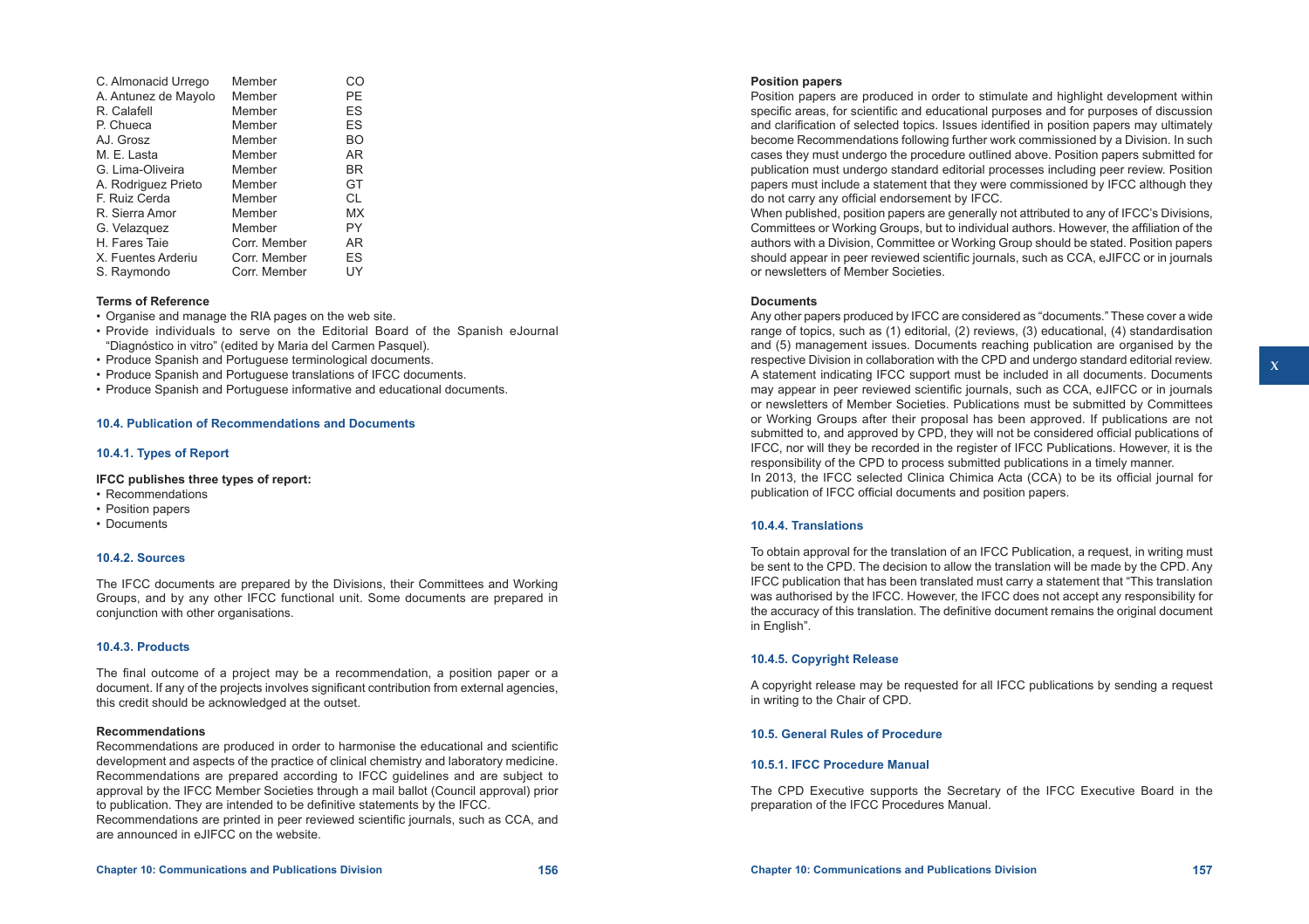| | | |
|---|---|---|
| C. Almonacid Urrego | Member | CO |
| A. Antunez de Mayolo | Member | PE |
| R. Calafell | Member | ES |
| P. Chueca | Member | ES |
| AJ. Grosz | Member | BO |
| M. E. Lasta | Member | AR |
| G. Lima-Oliveira | Member | BR |
| A. Rodriguez Prieto | Member | GT |
| F. Ruiz Cerda | Member | CL |
| R. Sierra Amor | Member | MX |
| G. Velazquez | Member | PY |
| H. Fares Taie | Corr. Member | AR |
| X. Fuentes Arderiu | Corr. Member | ES |
| S. Raymondo | Corr. Member | UY |

**Terms of Reference**

- Organise and manage the RIA pages on the web site.
- Provide individuals to serve on the Editorial Board of the Spanish eJournal "Diagnóstico in vitro" (edited by Maria del Carmen Pasquel).
- Produce Spanish and Portuguese terminological documents.
- Produce Spanish and Portuguese translations of IFCC documents.
- Produce Spanish and Portuguese informative and educational documents.

### 10.4. Publication of Recommendations and Documents

#### 10.4.1. Types of Report

**IFCC publishes three types of report:**

- Recommendations
- Position papers
- Documents

#### 10.4.2. Sources

The IFCC documents are prepared by the Divisions, their Committees and Working Groups, and by any other IFCC functional unit. Some documents are prepared in conjunction with other organisations.

#### 10.4.3. Products

The final outcome of a project may be a recommendation, a position paper or a document. If any of the projects involves significant contribution from external agencies, this credit should be acknowledged at the outset.

**Recommendations**

Recommendations are produced in order to harmonise the educational and scientific development and aspects of the practice of clinical chemistry and laboratory medicine. Recommendations are prepared according to IFCC guidelines and are subject to approval by the IFCC Member Societies through a mail ballot (Council approval) prior to publication. They are intended to be definitive statements by the IFCC.
Recommendations are printed in peer reviewed scientific journals, such as CCA, and are announced in eJIFCC on the website.

**Position papers**

Position papers are produced in order to stimulate and highlight development within specific areas, for scientific and educational purposes and for purposes of discussion and clarification of selected topics. Issues identified in position papers may ultimately become Recommendations following further work commissioned by a Division. In such cases they must undergo the procedure outlined above. Position papers submitted for publication must undergo standard editorial processes including peer review. Position papers must include a statement that they were commissioned by IFCC although they do not carry any official endorsement by IFCC.
When published, position papers are generally not attributed to any of IFCC's Divisions, Committees or Working Groups, but to individual authors. However, the affiliation of the authors with a Division, Committee or Working Group should be stated. Position papers should appear in peer reviewed scientific journals, such as CCA, eJIFCC or in journals or newsletters of Member Societies.

**Documents**

Any other papers produced by IFCC are considered as "documents." These cover a wide range of topics, such as (1) editorial, (2) reviews, (3) educational, (4) standardisation and (5) management issues. Documents reaching publication are organised by the respective Division in collaboration with the CPD and undergo standard editorial review. A statement indicating IFCC support must be included in all documents. Documents may appear in peer reviewed scientific journals, such as CCA, eJIFCC or in journals or newsletters of Member Societies. Publications must be submitted by Committees or Working Groups after their proposal has been approved. If publications are not submitted to, and approved by CPD, they will not be considered official publications of IFCC, nor will they be recorded in the register of IFCC Publications. However, it is the responsibility of the CPD to process submitted publications in a timely manner.
In 2013, the IFCC selected Clinica Chimica Acta (CCA) to be its official journal for publication of IFCC official documents and position papers.

#### 10.4.4. Translations

To obtain approval for the translation of an IFCC Publication, a request, in writing must be sent to the CPD. The decision to allow the translation will be made by the CPD. Any IFCC publication that has been translated must carry a statement that "This translation was authorised by the IFCC. However, the IFCC does not accept any responsibility for the accuracy of this translation. The definitive document remains the original document in English".

#### 10.4.5. Copyright Release

A copyright release may be requested for all IFCC publications by sending a request in writing to the Chair of CPD.

### 10.5. General Rules of Procedure

#### 10.5.1. IFCC Procedure Manual

The CPD Executive supports the Secretary of the IFCC Executive Board in the preparation of the IFCC Procedures Manual.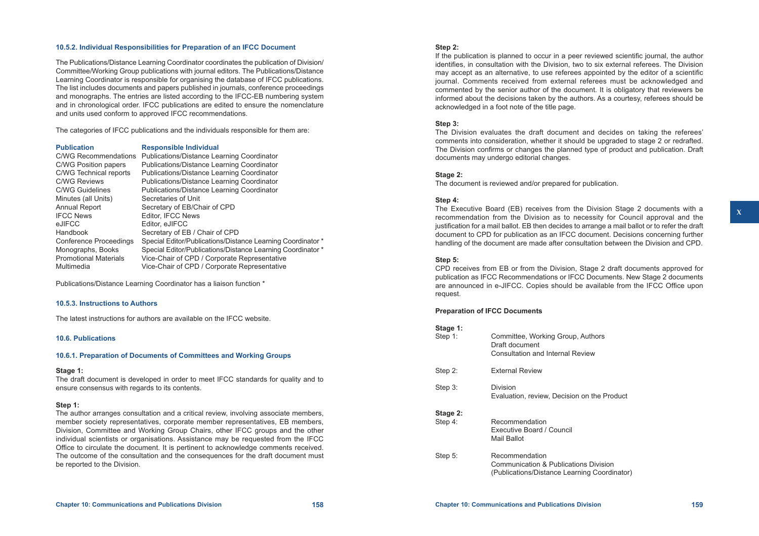### 10.5.2. Individual Responsibilities for Preparation of an IFCC Document

The Publications/Distance Learning Coordinator coordinates the publication of Division/Committee/Working Group publications with journal editors. The Publications/Distance Learning Coordinator is responsible for organising the database of IFCC publications. The list includes documents and papers published in journals, conference proceedings and monographs. The entries are listed according to the IFCC-EB numbering system and in chronological order. IFCC publications are edited to ensure the nomenclature and units used conform to approved IFCC recommendations.

The categories of IFCC publications and the individuals responsible for them are:

| Publication | Responsible Individual |
|---|---|
| C/WG Recommendations | Publications/Distance Learning Coordinator |
| C/WG Position papers | Publications/Distance Learning Coordinator |
| C/WG Technical reports | Publications/Distance Learning Coordinator |
| C/WG Reviews | Publications/Distance Learning Coordinator |
| C/WG Guidelines | Publications/Distance Learning Coordinator |
| Minutes (all Units) | Secretaries of Unit |
| Annual Report | Secretary of EB/Chair of CPD |
| IFCC News | Editor, IFCC News |
| eJIFCC | Editor, eJIFCC |
| Handbook | Secretary of EB / Chair of CPD |
| Conference Proceedings | Special Editor/Publications/Distance Learning Coordinator * |
| Monographs, Books | Special Editor/Publications/Distance Learning Coordinator * |
| Promotional Materials | Vice-Chair of CPD / Corporate Representative |
| Multimedia | Vice-Chair of CPD / Corporate Representative |

Publications/Distance Learning Coordinator has a liaison function *

### 10.5.3. Instructions to Authors

The latest instructions for authors are available on the IFCC website.

## 10.6. Publications

### 10.6.1. Preparation of Documents of Committees and Working Groups

**Stage 1:**
The draft document is developed in order to meet IFCC standards for quality and to ensure consensus with regards to its contents.

**Step 1:**
The author arranges consultation and a critical review, involving associate members, member society representatives, corporate member representatives, EB members, Division, Committee and Working Group Chairs, other IFCC groups and the other individual scientists or organisations. Assistance may be requested from the IFCC Office to circulate the document. It is pertinent to acknowledge comments received. The outcome of the consultation and the consequences for the draft document must be reported to the Division.

**Step 2:**
If the publication is planned to occur in a peer reviewed scientific journal, the author identifies, in consultation with the Division, two to six external referees. The Division may accept as an alternative, to use referees appointed by the editor of a scientific journal. Comments received from external referees must be acknowledged and commented by the senior author of the document. It is obligatory that reviewers be informed about the decisions taken by the authors. As a courtesy, referees should be acknowledged in a foot note of the title page.

**Step 3:**
The Division evaluates the draft document and decides on taking the referees' comments into consideration, whether it should be upgraded to stage 2 or redrafted. The Division confirms or changes the planned type of product and publication. Draft documents may undergo editorial changes.

**Stage 2:**
The document is reviewed and/or prepared for publication.

**Step 4:**
The Executive Board (EB) receives from the Division Stage 2 documents with a recommendation from the Division as to necessity for Council approval and the justification for a mail ballot. EB then decides to arrange a mail ballot or to refer the draft document to CPD for publication as an IFCC document. Decisions concerning further handling of the document are made after consultation between the Division and CPD.

**Step 5:**
CPD receives from EB or from the Division, Stage 2 draft documents approved for publication as IFCC Recommendations or IFCC Documents. New Stage 2 documents are announced in e-JIFCC. Copies should be available from the IFCC Office upon request.

**Preparation of IFCC Documents**

**Stage 1:**

| | |
|---|---|
| Step 1: | Committee, Working Group, Authors<br>Draft document<br>Consultation and Internal Review |
| Step 2: | External Review |
| Step 3: | Division<br>Evaluation, review, Decision on the Product |

**Stage 2:**

| | |
|---|---|
| Step 4: | Recommendation<br>Executive Board / Council<br>Mail Ballot |
| Step 5: | Recommendation<br>Communication & Publications Division<br>(Publications/Distance Learning Coordinator) |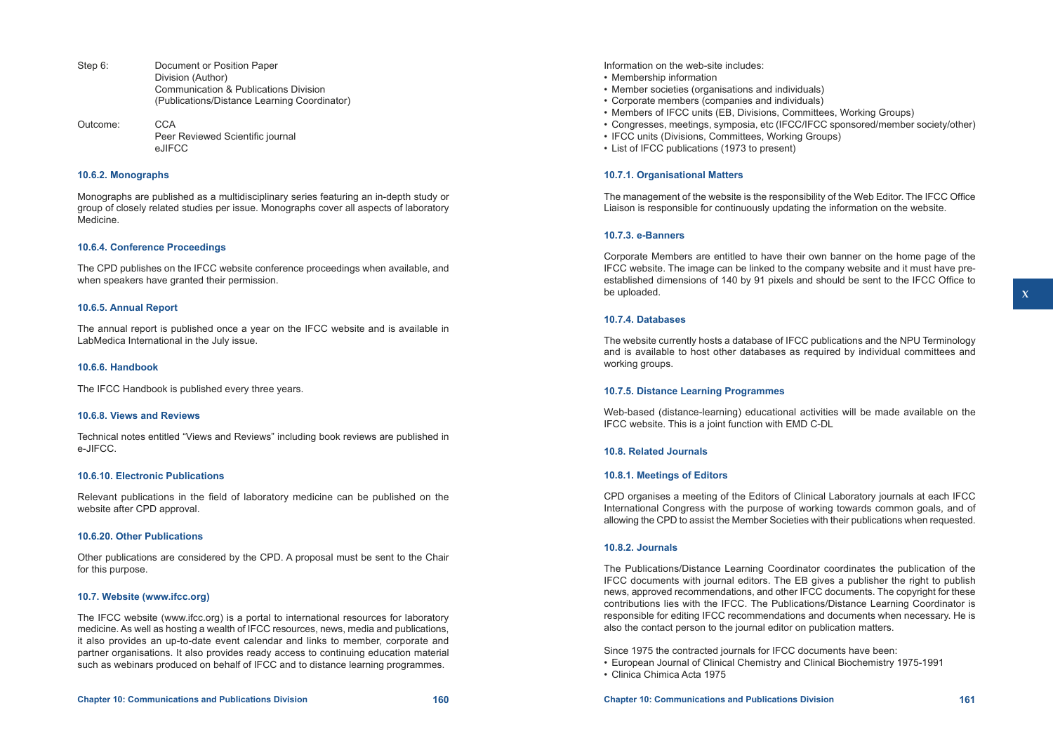Step 6: Document or Position Paper
Division (Author)
Communication & Publications Division
(Publications/Distance Learning Coordinator)

Outcome: CCA
Peer Reviewed Scientific journal
eJIFCC

### 10.6.2. Monographs

Monographs are published as a multidisciplinary series featuring an in-depth study or group of closely related studies per issue. Monographs cover all aspects of laboratory Medicine.

### 10.6.4. Conference Proceedings

The CPD publishes on the IFCC website conference proceedings when available, and when speakers have granted their permission.

### 10.6.5. Annual Report

The annual report is published once a year on the IFCC website and is available in LabMedica International in the July issue.

### 10.6.6. Handbook

The IFCC Handbook is published every three years.

### 10.6.8. Views and Reviews

Technical notes entitled "Views and Reviews" including book reviews are published in e-JIFCC.

### 10.6.10. Electronic Publications

Relevant publications in the field of laboratory medicine can be published on the website after CPD approval.

### 10.6.20. Other Publications

Other publications are considered by the CPD. A proposal must be sent to the Chair for this purpose.

### 10.7. Website (www.ifcc.org)

The IFCC website (www.ifcc.org) is a portal to international resources for laboratory medicine. As well as hosting a wealth of IFCC resources, news, media and publications, it also provides an up-to-date event calendar and links to member, corporate and partner organisations. It also provides ready access to continuing education material such as webinars produced on behalf of IFCC and to distance learning programmes.

Information on the web-site includes:

- Membership information
- Member societies (organisations and individuals)
- Corporate members (companies and individuals)
- Members of IFCC units (EB, Divisions, Committees, Working Groups)
- Congresses, meetings, symposia, etc (IFCC/IFCC sponsored/member society/other)
- IFCC units (Divisions, Committees, Working Groups)
- List of IFCC publications (1973 to present)

### 10.7.1. Organisational Matters

The management of the website is the responsibility of the Web Editor. The IFCC Office Liaison is responsible for continuously updating the information on the website.

### 10.7.3. e-Banners

Corporate Members are entitled to have their own banner on the home page of the IFCC website. The image can be linked to the company website and it must have pre-established dimensions of 140 by 91 pixels and should be sent to the IFCC Office to be uploaded.

### 10.7.4. Databases

The website currently hosts a database of IFCC publications and the NPU Terminology and is available to host other databases as required by individual committees and working groups.

### 10.7.5. Distance Learning Programmes

Web-based (distance-learning) educational activities will be made available on the IFCC website. This is a joint function with EMD C-DL

### 10.8. Related Journals

### 10.8.1. Meetings of Editors

CPD organises a meeting of the Editors of Clinical Laboratory journals at each IFCC International Congress with the purpose of working towards common goals, and of allowing the CPD to assist the Member Societies with their publications when requested.

### 10.8.2. Journals

The Publications/Distance Learning Coordinator coordinates the publication of the IFCC documents with journal editors. The EB gives a publisher the right to publish news, approved recommendations, and other IFCC documents. The copyright for these contributions lies with the IFCC. The Publications/Distance Learning Coordinator is responsible for editing IFCC recommendations and documents when necessary. He is also the contact person to the journal editor on publication matters.

Since 1975 the contracted journals for IFCC documents have been:

- European Journal of Clinical Chemistry and Clinical Biochemistry 1975-1991
- Clinica Chimica Acta 1975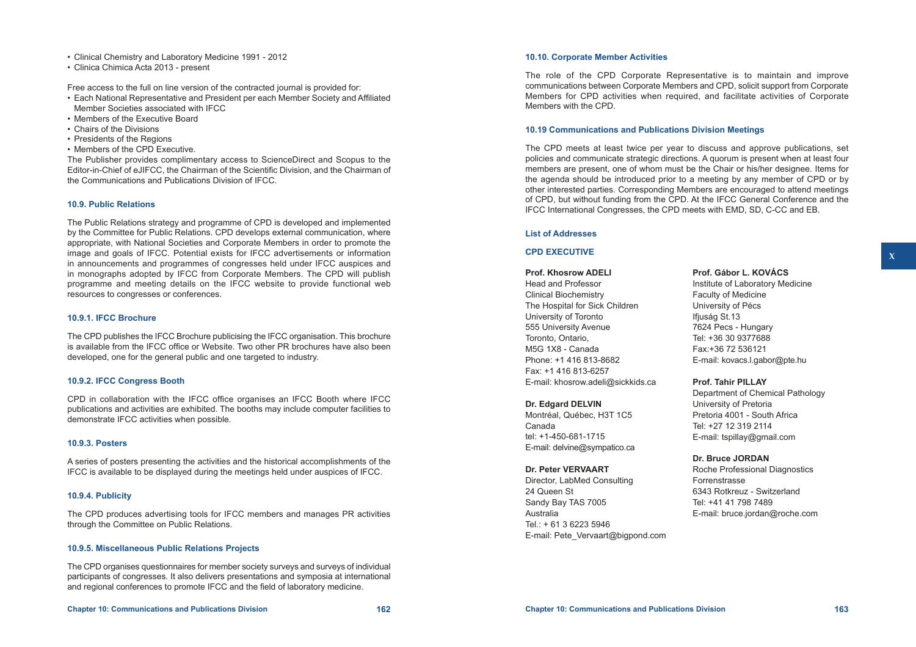- Clinical Chemistry and Laboratory Medicine 1991 - 2012
- Clinica Chimica Acta 2013 - present

Free access to the full on line version of the contracted journal is provided for:

- Each National Representative and President per each Member Society and Affiliated Member Societies associated with IFCC
- Members of the Executive Board
- Chairs of the Divisions
- Presidents of the Regions
- Members of the CPD Executive.

The Publisher provides complimentary access to ScienceDirect and Scopus to the Editor-in-Chief of eJIFCC, the Chairman of the Scientific Division, and the Chairman of the Communications and Publications Division of IFCC.

### 10.9. Public Relations

The Public Relations strategy and programme of CPD is developed and implemented by the Committee for Public Relations. CPD develops external communication, where appropriate, with National Societies and Corporate Members in order to promote the image and goals of IFCC. Potential exists for IFCC advertisements or information in announcements and programmes of congresses held under IFCC auspices and in monographs adopted by IFCC from Corporate Members. The CPD will publish programme and meeting details on the IFCC website to provide functional web resources to congresses or conferences.

#### 10.9.1. IFCC Brochure

The CPD publishes the IFCC Brochure publicising the IFCC organisation. This brochure is available from the IFCC office or Website. Two other PR brochures have also been developed, one for the general public and one targeted to industry.

#### 10.9.2. IFCC Congress Booth

CPD in collaboration with the IFCC office organises an IFCC Booth where IFCC publications and activities are exhibited. The booths may include computer facilities to demonstrate IFCC activities when possible.

#### 10.9.3. Posters

A series of posters presenting the activities and the historical accomplishments of the IFCC is available to be displayed during the meetings held under auspices of IFCC.

#### 10.9.4. Publicity

The CPD produces advertising tools for IFCC members and manages PR activities through the Committee on Public Relations.

#### 10.9.5. Miscellaneous Public Relations Projects

The CPD organises questionnaires for member society surveys and surveys of individual participants of congresses. It also delivers presentations and symposia at international and regional conferences to promote IFCC and the field of laboratory medicine.

### 10.10. Corporate Member Activities

The role of the CPD Corporate Representative is to maintain and improve communications between Corporate Members and CPD, solicit support from Corporate Members for CPD activities when required, and facilitate activities of Corporate Members with the CPD.

### 10.19 Communications and Publications Division Meetings

The CPD meets at least twice per year to discuss and approve publications, set policies and communicate strategic directions. A quorum is present when at least four members are present, one of whom must be the Chair or his/her designee. Items for the agenda should be introduced prior to a meeting by any member of CPD or by other interested parties. Corresponding Members are encouraged to attend meetings of CPD, but without funding from the CPD. At the IFCC General Conference and the IFCC International Congresses, the CPD meets with EMD, SD, C-CC and EB.

### List of Addresses

#### CPD EXECUTIVE

**Prof. Khosrow ADELI**
Head and Professor
Clinical Biochemistry
The Hospital for Sick Children
University of Toronto
555 University Avenue
Toronto, Ontario,
M5G 1X8 - Canada
Phone: +1 416 813-8682
Fax: +1 416 813-6257
E-mail: khosrow.adeli@sickkids.ca

**Dr. Edgard DELVIN**
Montréal, Québec, H3T 1C5
Canada
tel: +1-450-681-1715
E-mail: delvine@sympatico.ca

**Dr. Peter VERVAART**
Director, LabMed Consulting
24 Queen St
Sandy Bay TAS 7005
Australia
Tel.: + 61 3 6223 5946
E-mail: Pete_Vervaart@bigpond.com

**Prof. Gábor L. KOVÁCS**
Institute of Laboratory Medicine
Faculty of Medicine
University of Pécs
Ifjuság St.13
7624 Pecs - Hungary
Tel: +36 30 9377688
Fax:+36 72 536121
E-mail: kovacs.l.gabor@pte.hu

**Prof. Tahir PILLAY**
Department of Chemical Pathology
University of Pretoria
Pretoria 4001 - South Africa
Tel: +27 12 319 2114
E-mail: tspillay@gmail.com

**Dr. Bruce JORDAN**
Roche Professional Diagnostics
Forrenstrasse
6343 Rotkreuz - Switzerland
Tel: +41 41 798 7489
E-mail: bruce.jordan@roche.com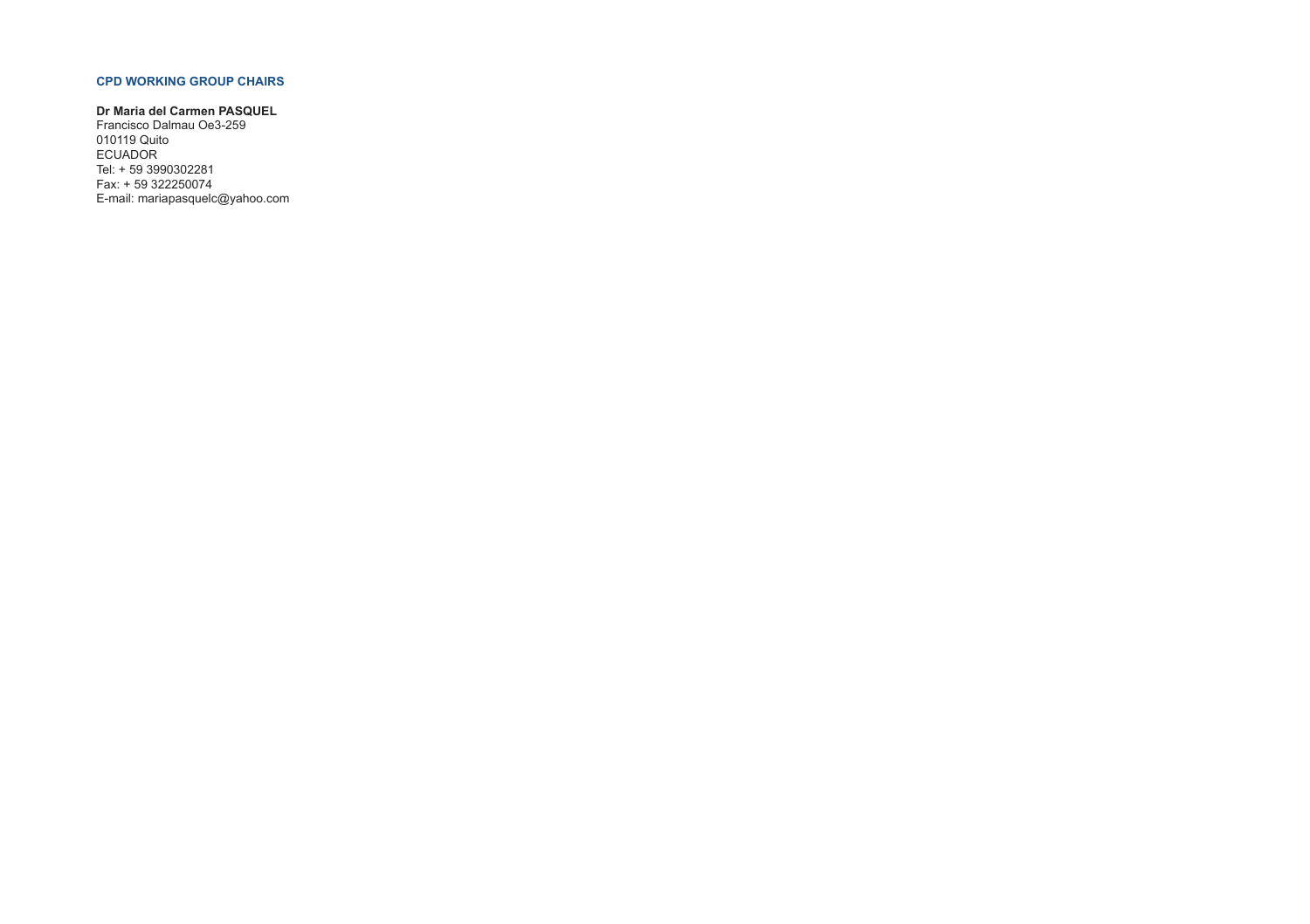### CPD WORKING GROUP CHAIRS

**Dr Maria del Carmen PASQUEL**
Francisco Dalmau Oe3-259
010119 Quito
ECUADOR
Tel: + 59 3990302281
Fax: + 59 322250074
E-mail: mariapasquelc@yahoo.com